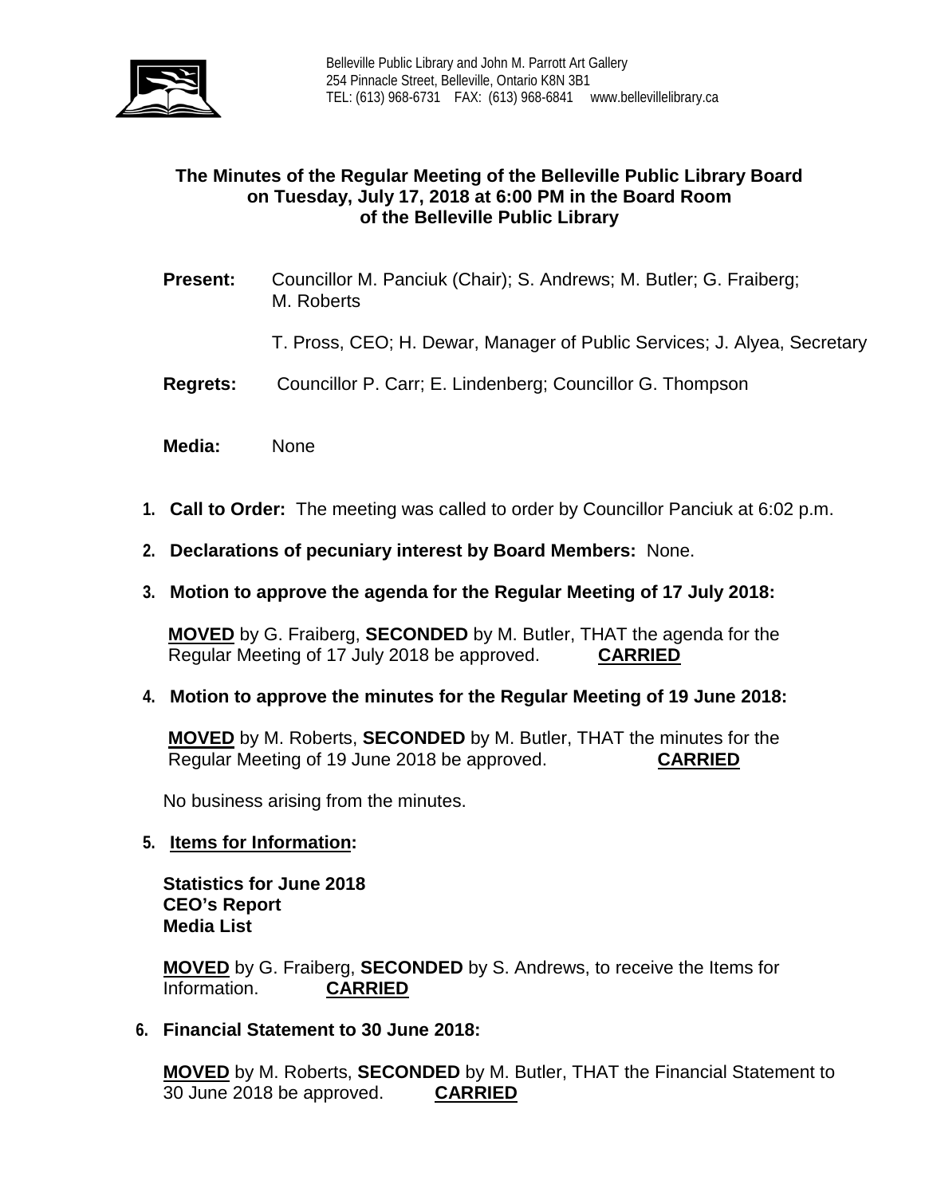Belleville Public Library and John M. Parrott Art Gallery
254 Pinnacle Street, Belleville, Ontario K8N 3B1
TEL: (613) 968-6731 FAX: (613) 968-6841 www.bellevillelibrary.ca

**The Minutes of the Regular Meeting of the Belleville Public Library Board on Tuesday, July 17, 2018 at 6:00 PM in the Board Room of the Belleville Public Library**

**Present:** Councillor M. Panciuk (Chair); S. Andrews; M. Butler; G. Fraiberg; M. Roberts

T. Pross, CEO; H. Dewar, Manager of Public Services; J. Alyea, Secretary

**Regrets:** Councillor P. Carr; E. Lindenberg; Councillor G. Thompson

**Media:** None

1. **Call to Order:** The meeting was called to order by Councillor Panciuk at 6:02 p.m.

2. **Declarations of pecuniary interest by Board Members:** None.

3. **Motion to approve the agenda for the Regular Meeting of 17 July 2018:**

   **MOVED** by G. Fraiberg, **SECONDED** by M. Butler, THAT the agenda for the Regular Meeting of 17 July 2018 be approved. **CARRIED**

4. **Motion to approve the minutes for the Regular Meeting of 19 June 2018:**

   **MOVED** by M. Roberts, **SECONDED** by M. Butler, THAT the minutes for the Regular Meeting of 19 June 2018 be approved. **CARRIED**

   No business arising from the minutes.

5. **Items for Information:**

   **Statistics for June 2018**
   **CEO's Report**
   **Media List**

   **MOVED** by G. Fraiberg, **SECONDED** by S. Andrews, to receive the Items for Information. **CARRIED**

6. **Financial Statement to 30 June 2018:**

   **MOVED** by M. Roberts, **SECONDED** by M. Butler, THAT the Financial Statement to 30 June 2018 be approved. **CARRIED**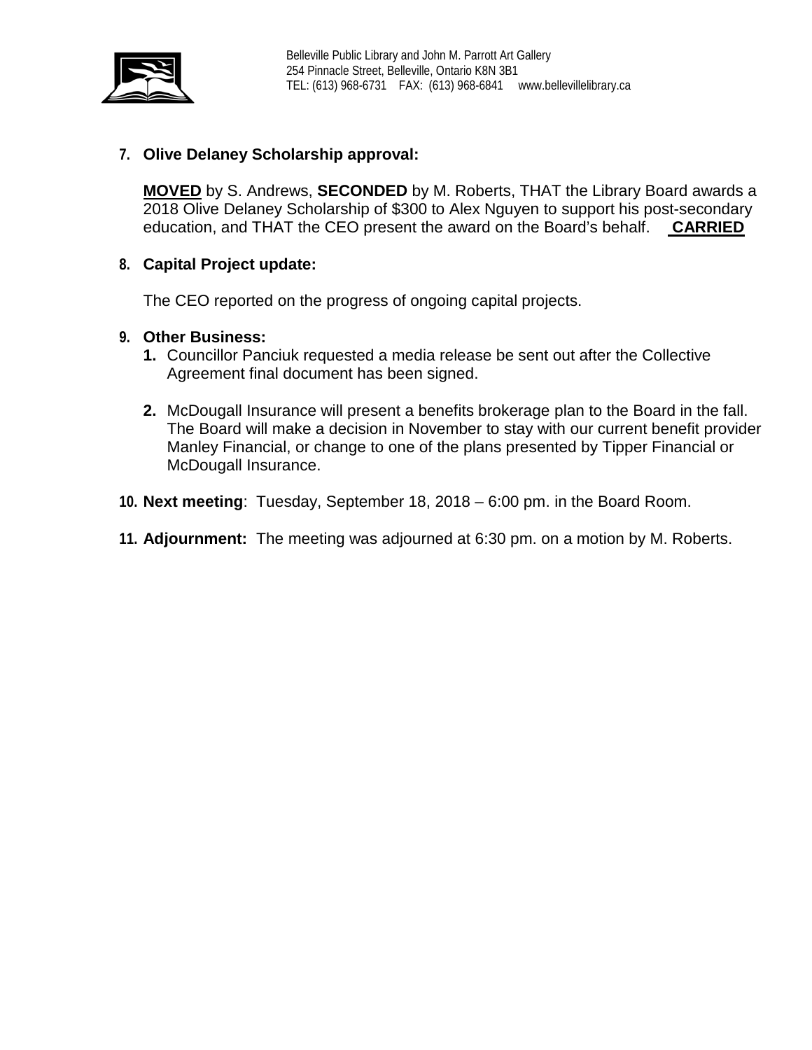**7. Olive Delaney Scholarship approval:**

**MOVED** by S. Andrews, **SECONDED** by M. Roberts, THAT the Library Board awards a 2018 Olive Delaney Scholarship of $300 to Alex Nguyen to support his post-secondary education, and THAT the CEO present the award on the Board's behalf. **CARRIED**

**8. Capital Project update:**

The CEO reported on the progress of ongoing capital projects.

**9. Other Business:**

1. Councillor Panciuk requested a media release be sent out after the Collective Agreement final document has been signed.

2. McDougall Insurance will present a benefits brokerage plan to the Board in the fall. The Board will make a decision in November to stay with our current benefit provider Manley Financial, or change to one of the plans presented by Tipper Financial or McDougall Insurance.

**10. Next meeting**: Tuesday, September 18, 2018 – 6:00 pm. in the Board Room.

**11. Adjournment:** The meeting was adjourned at 6:30 pm. on a motion by M. Roberts.